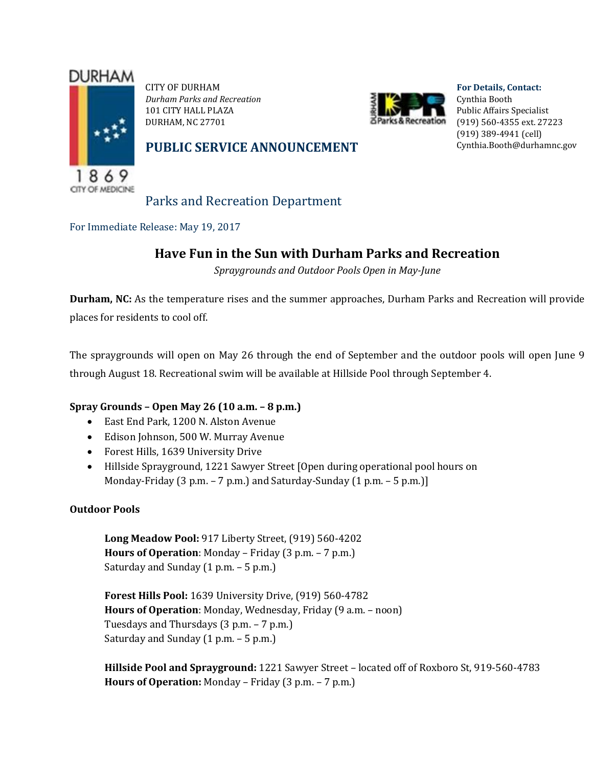DURHAM

1869

CITY OF MEDICINE

CITY OF DURHAM
*Durham Parks and Recreation*
101 CITY HALL PLAZA
DURHAM, NC 27701

**PUBLIC SERVICE ANNOUNCEMENT**

**For Details, Contact:**
Cynthia Booth
Public Affairs Specialist
(919) 560-4355 ext. 27223
(919) 389-4941 (cell)
Cynthia.Booth@durhamnc.gov

Parks and Recreation Department

For Immediate Release: May 19, 2017

# Have Fun in the Sun with Durham Parks and Recreation

*Spraygrounds and Outdoor Pools Open in May-June*

**Durham, NC:** As the temperature rises and the summer approaches, Durham Parks and Recreation will provide places for residents to cool off.

The spraygrounds will open on May 26 through the end of September and the outdoor pools will open June 9 through August 18. Recreational swim will be available at Hillside Pool through September 4.

**Spray Grounds – Open May 26 (10 a.m. – 8 p.m.)**

- East End Park, 1200 N. Alston Avenue
- Edison Johnson, 500 W. Murray Avenue
- Forest Hills, 1639 University Drive
- Hillside Sprayground, 1221 Sawyer Street [Open during operational pool hours on Monday-Friday (3 p.m. – 7 p.m.) and Saturday-Sunday (1 p.m. – 5 p.m.)]

**Outdoor Pools**

**Long Meadow Pool:** 917 Liberty Street, (919) 560-4202
**Hours of Operation**: Monday – Friday (3 p.m. – 7 p.m.)
Saturday and Sunday (1 p.m. – 5 p.m.)

**Forest Hills Pool:** 1639 University Drive, (919) 560-4782
**Hours of Operation**: Monday, Wednesday, Friday (9 a.m. – noon)
Tuesdays and Thursdays (3 p.m. – 7 p.m.)
Saturday and Sunday (1 p.m. – 5 p.m.)

**Hillside Pool and Sprayground:** 1221 Sawyer Street – located off of Roxboro St, 919-560-4783
**Hours of Operation:** Monday – Friday (3 p.m. – 7 p.m.)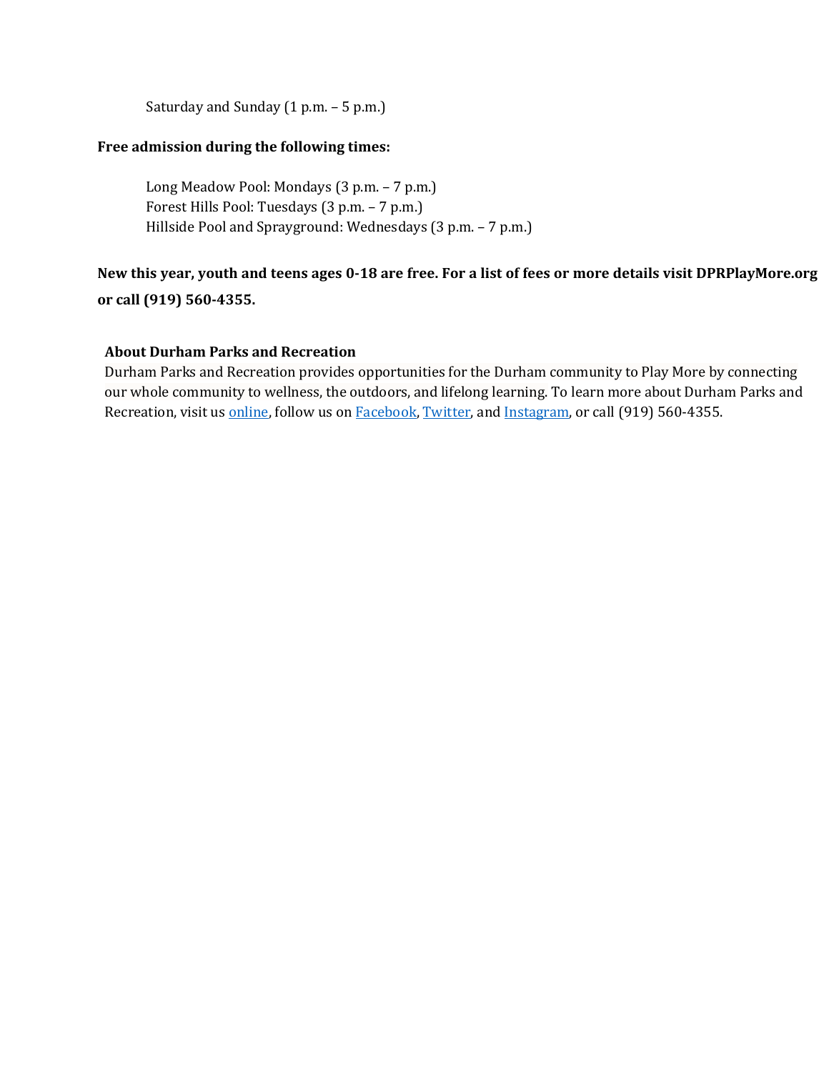Saturday and Sunday (1 p.m. – 5 p.m.)

**Free admission during the following times:**

Long Meadow Pool: Mondays (3 p.m. – 7 p.m.)
Forest Hills Pool: Tuesdays (3 p.m. – 7 p.m.)
Hillside Pool and Sprayground: Wednesdays (3 p.m. – 7 p.m.)

**New this year, youth and teens ages 0-18 are free. For a list of fees or more details visit DPRPlayMore.org or call (919) 560-4355.**

**About Durham Parks and Recreation**
Durham Parks and Recreation provides opportunities for the Durham community to Play More by connecting our whole community to wellness, the outdoors, and lifelong learning. To learn more about Durham Parks and Recreation, visit us online, follow us on Facebook, Twitter, and Instagram, or call (919) 560-4355.